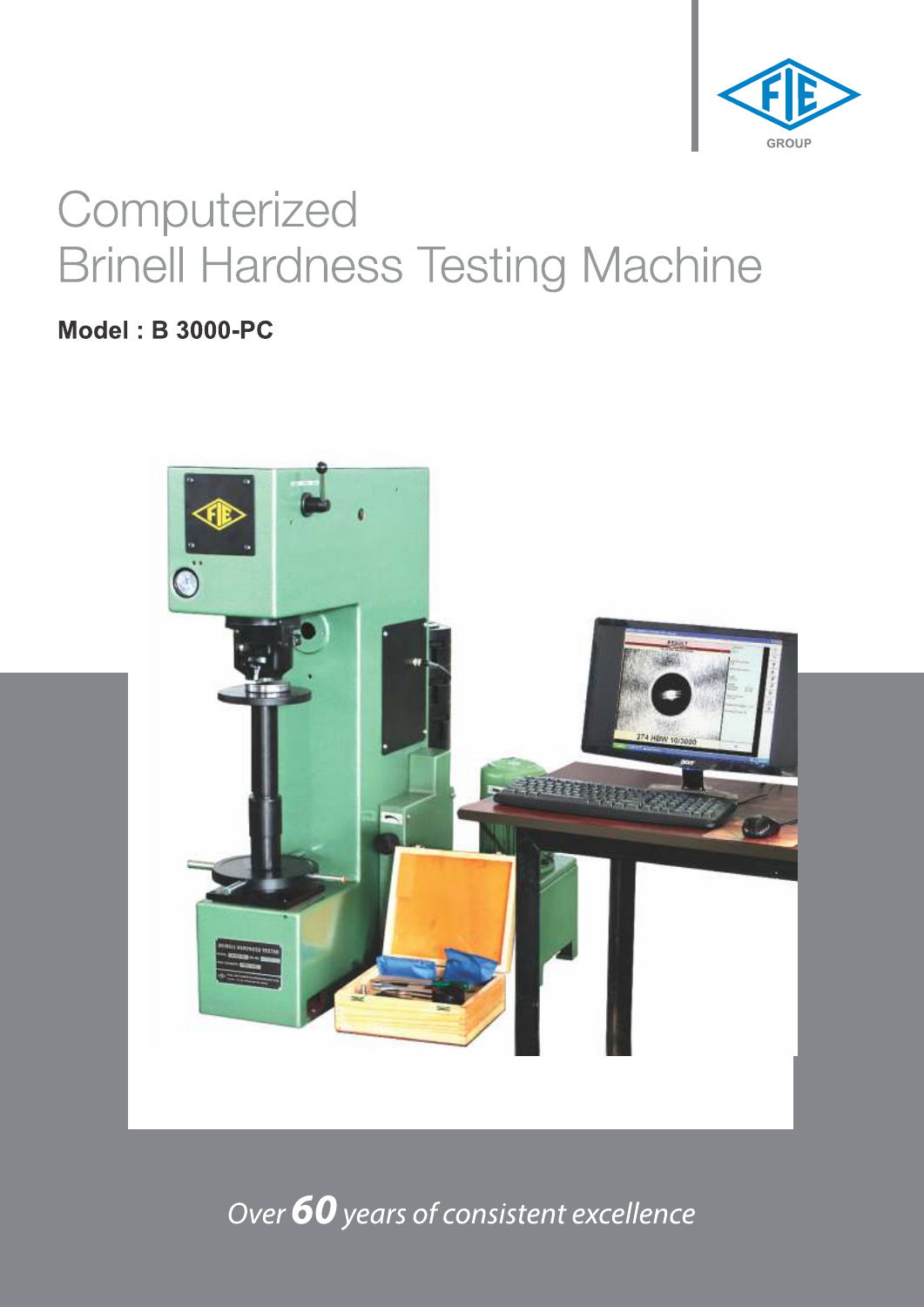GROUP

# Computerized Brinell Hardness Testing Machine

**Model : B 3000-PC**

*Over **60** years of consistent excellence*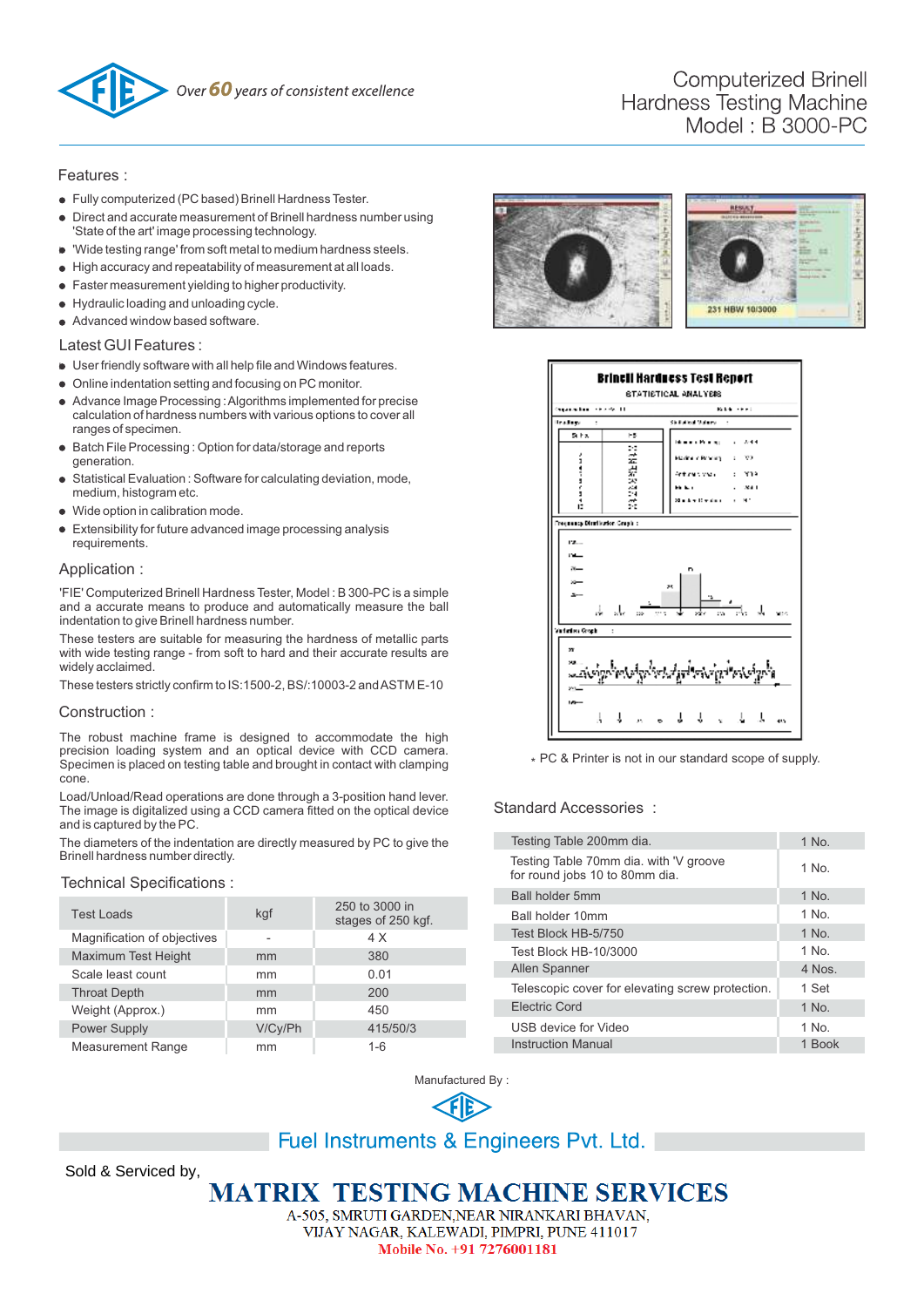Over 60 years of consistent excellence

# Computerized Brinell Hardness Testing Machine Model : B 3000-PC

## Features :

- Fully computerized (PC based) Brinell Hardness Tester.
- Direct and accurate measurement of Brinell hardness number using 'State of the art' image processing technology.
- 'Wide testing range' from soft metal to medium hardness steels.
- High accuracy and repeatability of measurement at all loads.
- Faster measurement yielding to higher productivity.
- Hydraulic loading and unloading cycle.
- Advanced window based software.

## Latest GUI Features :

- User friendly software with all help file and Windows features.
- Online indentation setting and focusing on PC monitor.
- Advance Image Processing : Algorithms implemented for precise calculation of hardness numbers with various options to cover all ranges of specimen.
- Batch File Processing : Option for data/storage and reports generation.
- Statistical Evaluation : Software for calculating deviation, mode, medium, histogram etc.
- Wide option in calibration mode.
- Extensibility for future advanced image processing analysis requirements.

## Application :

'FIE' Computerized Brinell Hardness Tester, Model : B 300-PC is a simple and a accurate means to produce and automatically measure the ball indentation to give Brinell hardness number.

These testers are suitable for measuring the hardness of metallic parts with wide testing range - from soft to hard and their accurate results are widely acclaimed.

These testers strictly confirm to IS:1500-2, BS/:10003-2 and ASTM E-10

## Construction :

The robust machine frame is designed to accommodate the high precision loading system and an optical device with CCD camera. Specimen is placed on testing table and brought in contact with clamping cone.

Load/Unload/Read operations are done through a 3-position hand lever. The image is digitalized using a CCD camera fitted on the optical device and is captured by the PC.

The diameters of the indentation are directly measured by PC to give the Brinell hardness number directly.

## Technical Specifications :

| | | |
|---|---|---|
| Test Loads | kgf | 250 to 3000 in stages of 250 kgf. |
| Magnification of objectives | - | 4 X |
| Maximum Test Height | mm | 380 |
| Scale least count | mm | 0.01 |
| Throat Depth | mm | 200 |
| Weight (Approx.) | mm | 450 |
| Power Supply | V/Cy/Ph | 415/50/3 |
| Measurement Range | mm | 1-6 |

231 HBW 10/3000

Brinell Hardness Test Report

STATISTICAL ANALYSIS

\* PC & Printer is not in our standard scope of supply.

## Standard Accessories :

| | |
|---|---|
| Testing Table 200mm dia. | 1 No. |
| Testing Table 70mm dia. with 'V groove for round jobs 10 to 80mm dia. | 1 No. |
| Ball holder 5mm | 1 No. |
| Ball holder 10mm | 1 No. |
| Test Block HB-5/750 | 1 No. |
| Test Block HB-10/3000 | 1 No. |
| Allen Spanner | 4 Nos. |
| Telescopic cover for elevating screw protection. | 1 Set |
| Electric Cord | 1 No. |
| USB device for Video | 1 No. |
| Instruction Manual | 1 Book |

Manufactured By :

Fuel Instruments & Engineers Pvt. Ltd.

Sold & Serviced by,

**MATRIX TESTING MACHINE SERVICES**

A-505, SMRUTI GARDEN,NEAR NIRANKARI BHAVAN,
VIJAY NAGAR, KALEWADI, PIMPRI, PUNE 411017
**Mobile No. +91 7276001181**